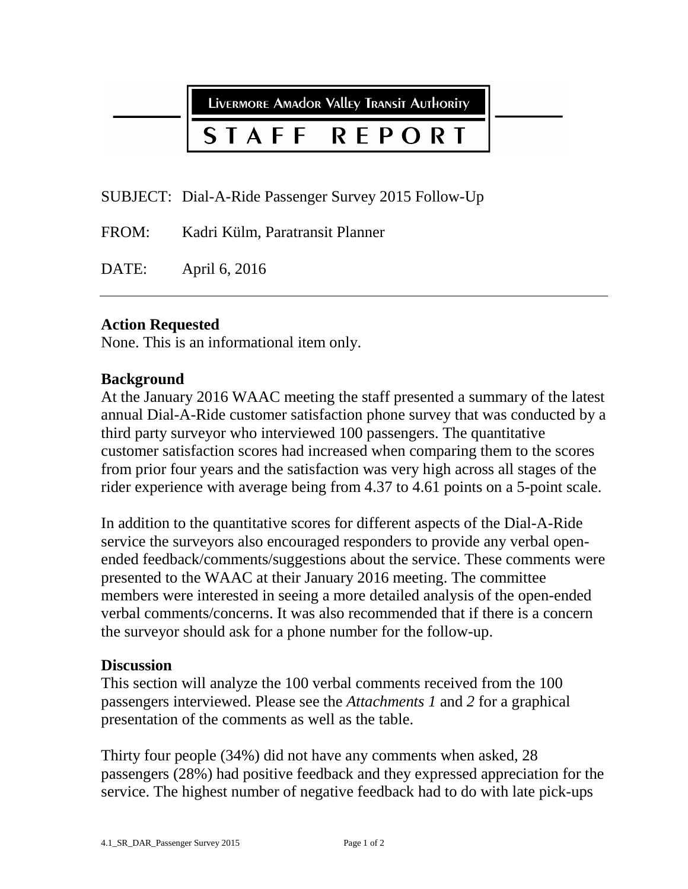Livermore Amador Valley Transit Authority

# STAFF REPORT

SUBJECT: Dial-A-Ride Passenger Survey 2015 Follow-Up

FROM: Kadri Külm, Paratransit Planner

DATE: April 6, 2016

---

**Action Requested**

None. This is an informational item only.

**Background**

At the January 2016 WAAC meeting the staff presented a summary of the latest annual Dial-A-Ride customer satisfaction phone survey that was conducted by a third party surveyor who interviewed 100 passengers. The quantitative customer satisfaction scores had increased when comparing them to the scores from prior four years and the satisfaction was very high across all stages of the rider experience with average being from 4.37 to 4.61 points on a 5-point scale.

In addition to the quantitative scores for different aspects of the Dial-A-Ride service the surveyors also encouraged responders to provide any verbal open-ended feedback/comments/suggestions about the service. These comments were presented to the WAAC at their January 2016 meeting. The committee members were interested in seeing a more detailed analysis of the open-ended verbal comments/concerns. It was also recommended that if there is a concern the surveyor should ask for a phone number for the follow-up.

**Discussion**

This section will analyze the 100 verbal comments received from the 100 passengers interviewed. Please see the *Attachments 1* and *2* for a graphical presentation of the comments as well as the table.

Thirty four people (34%) did not have any comments when asked, 28 passengers (28%) had positive feedback and they expressed appreciation for the service. The highest number of negative feedback had to do with late pick-ups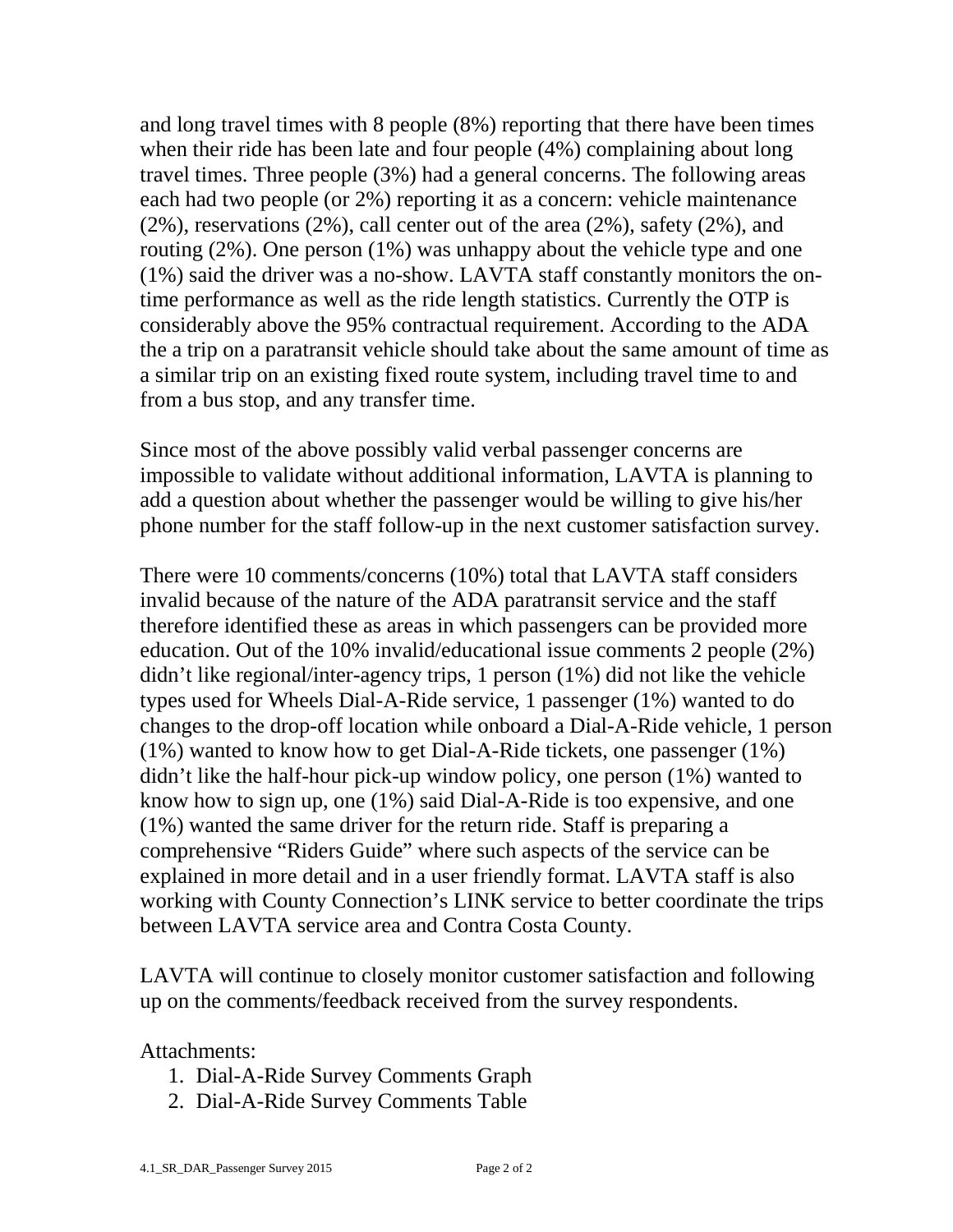and long travel times with 8 people (8%) reporting that there have been times when their ride has been late and four people (4%) complaining about long travel times. Three people (3%) had a general concerns. The following areas each had two people (or 2%) reporting it as a concern: vehicle maintenance (2%), reservations (2%), call center out of the area (2%), safety (2%), and routing (2%). One person (1%) was unhappy about the vehicle type and one (1%) said the driver was a no-show. LAVTA staff constantly monitors the on-time performance as well as the ride length statistics. Currently the OTP is considerably above the 95% contractual requirement. According to the ADA the a trip on a paratransit vehicle should take about the same amount of time as a similar trip on an existing fixed route system, including travel time to and from a bus stop, and any transfer time.

Since most of the above possibly valid verbal passenger concerns are impossible to validate without additional information, LAVTA is planning to add a question about whether the passenger would be willing to give his/her phone number for the staff follow-up in the next customer satisfaction survey.

There were 10 comments/concerns (10%) total that LAVTA staff considers invalid because of the nature of the ADA paratransit service and the staff therefore identified these as areas in which passengers can be provided more education. Out of the 10% invalid/educational issue comments 2 people (2%) didn't like regional/inter-agency trips, 1 person (1%) did not like the vehicle types used for Wheels Dial-A-Ride service, 1 passenger (1%) wanted to do changes to the drop-off location while onboard a Dial-A-Ride vehicle, 1 person (1%) wanted to know how to get Dial-A-Ride tickets, one passenger (1%) didn't like the half-hour pick-up window policy, one person (1%) wanted to know how to sign up, one (1%) said Dial-A-Ride is too expensive, and one (1%) wanted the same driver for the return ride. Staff is preparing a comprehensive "Riders Guide" where such aspects of the service can be explained in more detail and in a user friendly format. LAVTA staff is also working with County Connection's LINK service to better coordinate the trips between LAVTA service area and Contra Costa County.

LAVTA will continue to closely monitor customer satisfaction and following up on the comments/feedback received from the survey respondents.

Attachments:

1. Dial-A-Ride Survey Comments Graph
2. Dial-A-Ride Survey Comments Table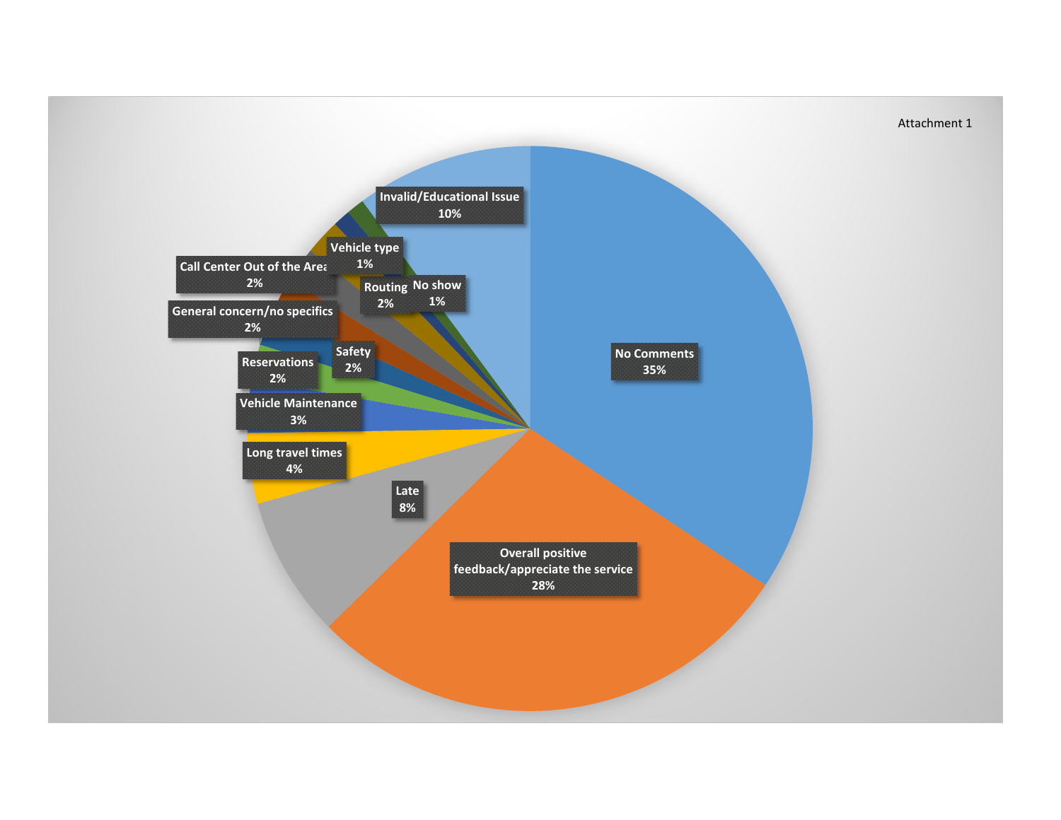Attachment 1

| Category | Percentage |
| --- | --- |
| No Comments | 35% |
| Overall positive feedback/appreciate the service | 28% |
| Late | 8% |
| Long travel times | 4% |
| Vehicle Maintenance | 3% |
| Reservations | 2% |
| Safety | 2% |
| General concern/no specifics | 2% |
| Call Center Out of the Area | 2% |
| Routing | 2% |
| Vehicle type | 1% |
| No show | 1% |
| Invalid/Educational Issue | 10% |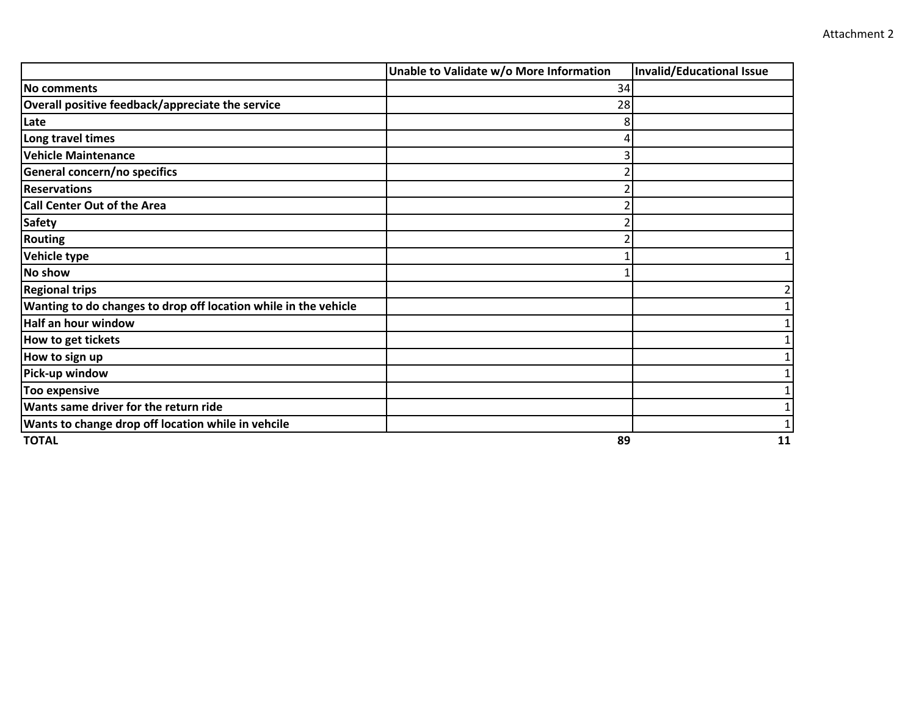Attachment 2

| | Unable to Validate w/o More Information | Invalid/Educational Issue |
|---|---|---|
| **No comments** | 34 | |
| **Overall positive feedback/appreciate the service** | 28 | |
| **Late** | 8 | |
| **Long travel times** | 4 | |
| **Vehicle Maintenance** | 3 | |
| **General concern/no specifics** | 2 | |
| **Reservations** | 2 | |
| **Call Center Out of the Area** | 2 | |
| **Safety** | 2 | |
| **Routing** | 2 | |
| **Vehicle type** | 1 | 1 |
| **No show** | 1 | |
| **Regional trips** | | 2 |
| **Wanting to do changes to drop off location while in the vehicle** | | 1 |
| **Half an hour window** | | 1 |
| **How to get tickets** | | 1 |
| **How to sign up** | | 1 |
| **Pick-up window** | | 1 |
| **Too expensive** | | 1 |
| **Wants same driver for the return ride** | | 1 |
| **Wants to change drop off location while in vehcile** | | 1 |
| **TOTAL** | **89** | **11** |